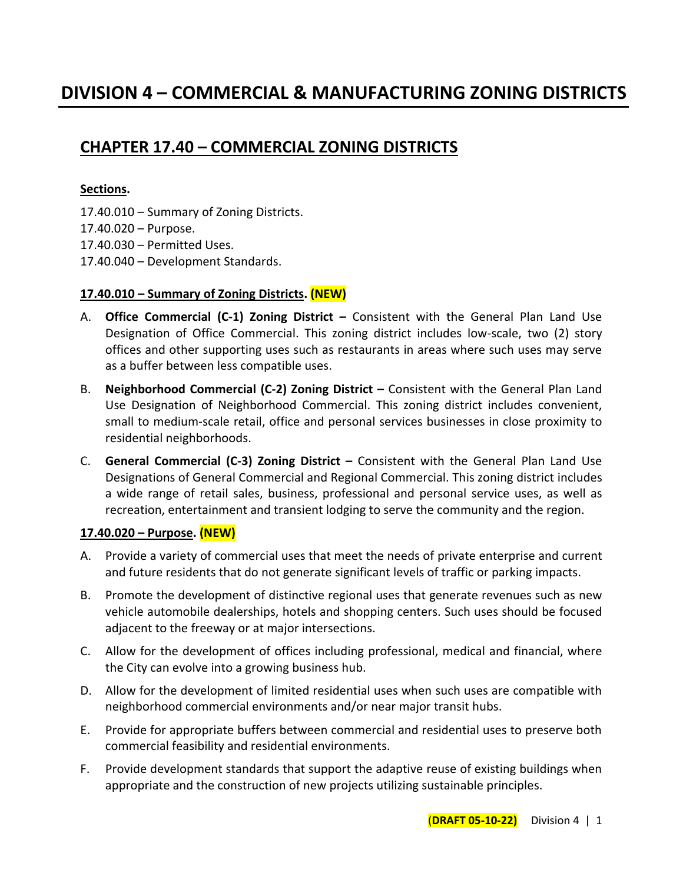# DIVISION 4 – COMMERCIAL & MANUFACTURING ZONING DISTRICTS

## CHAPTER 17.40 – COMMERCIAL ZONING DISTRICTS

**Sections.**

17.40.010 – Summary of Zoning Districts.
17.40.020 – Purpose.
17.40.030 – Permitted Uses.
17.40.040 – Development Standards.

### 17.40.010 – Summary of Zoning Districts. (NEW)

A. **Office Commercial (C-1) Zoning District –** Consistent with the General Plan Land Use Designation of Office Commercial. This zoning district includes low-scale, two (2) story offices and other supporting uses such as restaurants in areas where such uses may serve as a buffer between less compatible uses.

B. **Neighborhood Commercial (C-2) Zoning District –** Consistent with the General Plan Land Use Designation of Neighborhood Commercial. This zoning district includes convenient, small to medium-scale retail, office and personal services businesses in close proximity to residential neighborhoods.

C. **General Commercial (C-3) Zoning District –** Consistent with the General Plan Land Use Designations of General Commercial and Regional Commercial. This zoning district includes a wide range of retail sales, business, professional and personal service uses, as well as recreation, entertainment and transient lodging to serve the community and the region.

### 17.40.020 – Purpose. (NEW)

A. Provide a variety of commercial uses that meet the needs of private enterprise and current and future residents that do not generate significant levels of traffic or parking impacts.

B. Promote the development of distinctive regional uses that generate revenues such as new vehicle automobile dealerships, hotels and shopping centers. Such uses should be focused adjacent to the freeway or at major intersections.

C. Allow for the development of offices including professional, medical and financial, where the City can evolve into a growing business hub.

D. Allow for the development of limited residential uses when such uses are compatible with neighborhood commercial environments and/or near major transit hubs.

E. Provide for appropriate buffers between commercial and residential uses to preserve both commercial feasibility and residential environments.

F. Provide development standards that support the adaptive reuse of existing buildings when appropriate and the construction of new projects utilizing sustainable principles.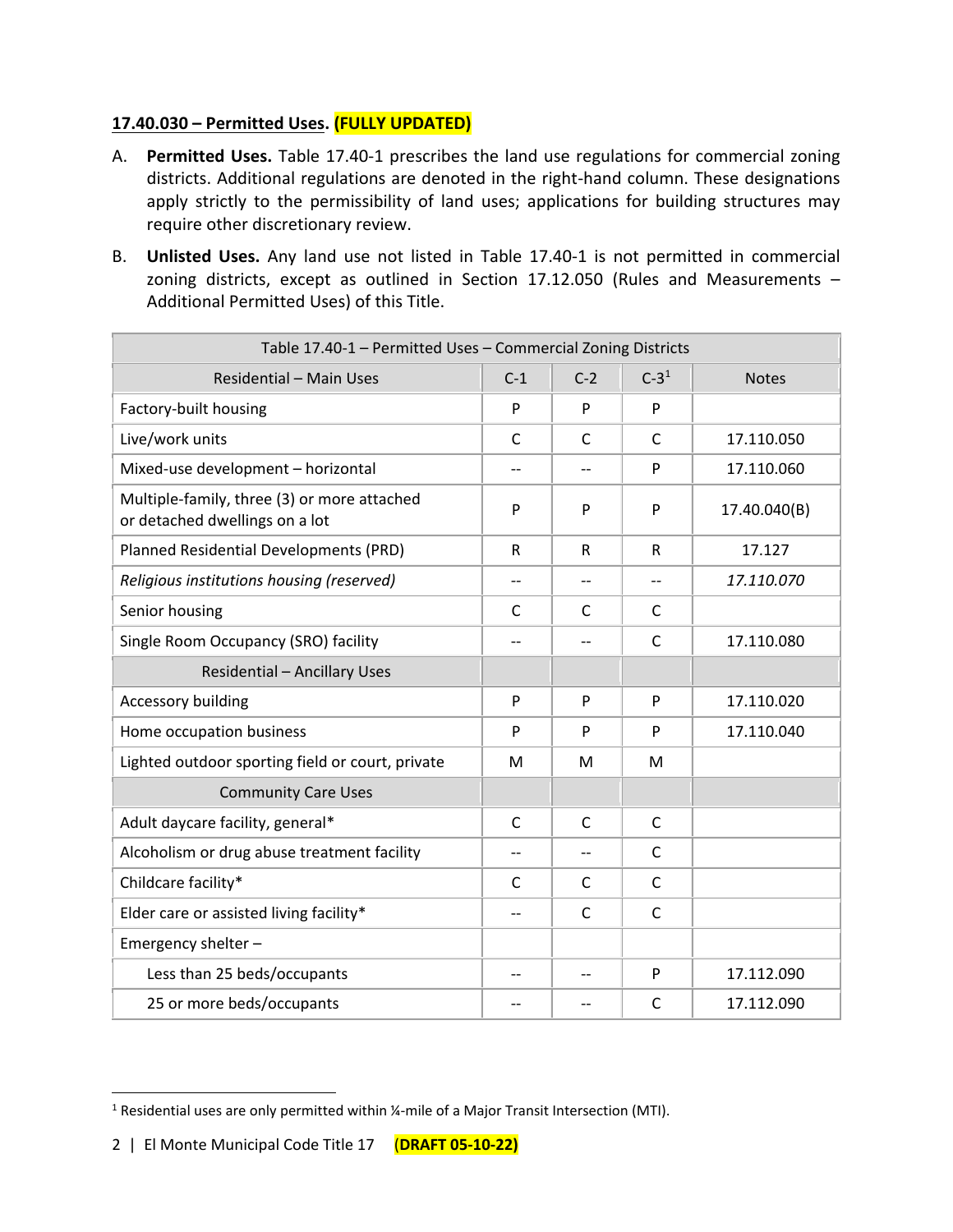**17.40.030 – Permitted Uses. (FULLY UPDATED)**

A. **Permitted Uses.** Table 17.40-1 prescribes the land use regulations for commercial zoning districts. Additional regulations are denoted in the right-hand column. These designations apply strictly to the permissibility of land uses; applications for building structures may require other discretionary review.

B. **Unlisted Uses.** Any land use not listed in Table 17.40-1 is not permitted in commercial zoning districts, except as outlined in Section 17.12.050 (Rules and Measurements – Additional Permitted Uses) of this Title.

| Table 17.40-1 – Permitted Uses – Commercial Zoning Districts | | | | |
|---|---|---|---|---|
| Residential – Main Uses | C-1 | C-2 | C-3[1] | Notes |
| Factory-built housing | P | P | P | |
| Live/work units | C | C | C | 17.110.050 |
| Mixed-use development – horizontal | -- | -- | P | 17.110.060 |
| Multiple-family, three (3) or more attached or detached dwellings on a lot | P | P | P | 17.40.040(B) |
| Planned Residential Developments (PRD) | R | R | R | 17.127 |
| *Religious institutions housing (reserved)* | -- | -- | -- | *17.110.070* |
| Senior housing | C | C | C | |
| Single Room Occupancy (SRO) facility | -- | -- | C | 17.110.080 |
| Residential – Ancillary Uses | | | | |
| Accessory building | P | P | P | 17.110.020 |
| Home occupation business | P | P | P | 17.110.040 |
| Lighted outdoor sporting field or court, private | M | M | M | |
| Community Care Uses | | | | |
| Adult daycare facility, general* | C | C | C | |
| Alcoholism or drug abuse treatment facility | -- | -- | C | |
| Childcare facility* | C | C | C | |
| Elder care or assisted living facility* | -- | C | C | |
| Emergency shelter – | | | | |
| Less than 25 beds/occupants | -- | -- | P | 17.112.090 |
| 25 or more beds/occupants | -- | -- | C | 17.112.090 |

[1] Residential uses are only permitted within ¼-mile of a Major Transit Intersection (MTI).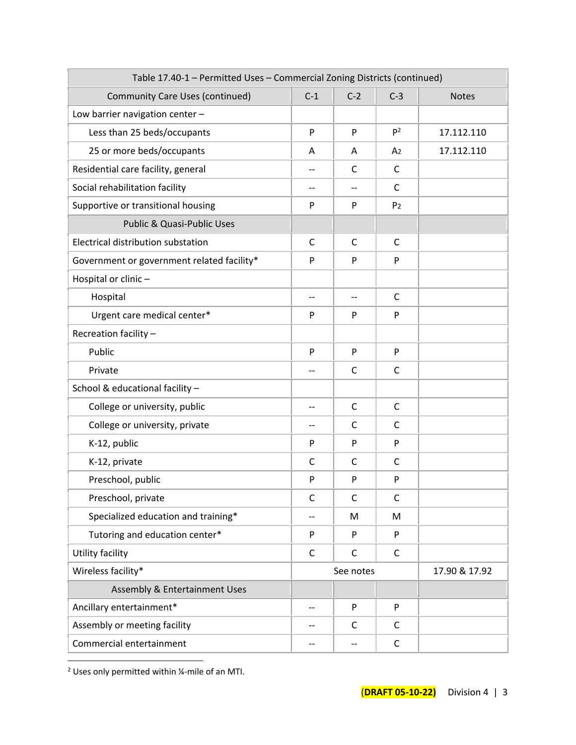| Table 17.40-1 – Permitted Uses – Commercial Zoning Districts (continued) | | | | |
|---|---|---|---|---|
| Community Care Uses (continued) | C-1 | C-2 | C-3 | Notes |
| Low barrier navigation center – | | | | |
| Less than 25 beds/occupants | P | P | P[2] | 17.112.110 |
| 25 or more beds/occupants | A | A | A[2] | 17.112.110 |
| Residential care facility, general | -- | C | C | |
| Social rehabilitation facility | -- | -- | C | |
| Supportive or transitional housing | P | P | P[2] | |
| Public & Quasi-Public Uses | | | | |
| Electrical distribution substation | C | C | C | |
| Government or government related facility* | P | P | P | |
| Hospital or clinic – | | | | |
| Hospital | -- | -- | C | |
| Urgent care medical center* | P | P | P | |
| Recreation facility – | | | | |
| Public | P | P | P | |
| Private | -- | C | C | |
| School & educational facility – | | | | |
| College or university, public | -- | C | C | |
| College or university, private | -- | C | C | |
| K-12, public | P | P | P | |
| K-12, private | C | C | C | |
| Preschool, public | P | P | P | |
| Preschool, private | C | C | C | |
| Specialized education and training* | -- | M | M | |
| Tutoring and education center* | P | P | P | |
| Utility facility | C | C | C | |
| Wireless facility* | See notes | | | 17.90 & 17.92 |
| Assembly & Entertainment Uses | | | | |
| Ancillary entertainment* | -- | P | P | |
| Assembly or meeting facility | -- | C | C | |
| Commercial entertainment | -- | -- | C | |

[2] Uses only permitted within ¼-mile of an MTI.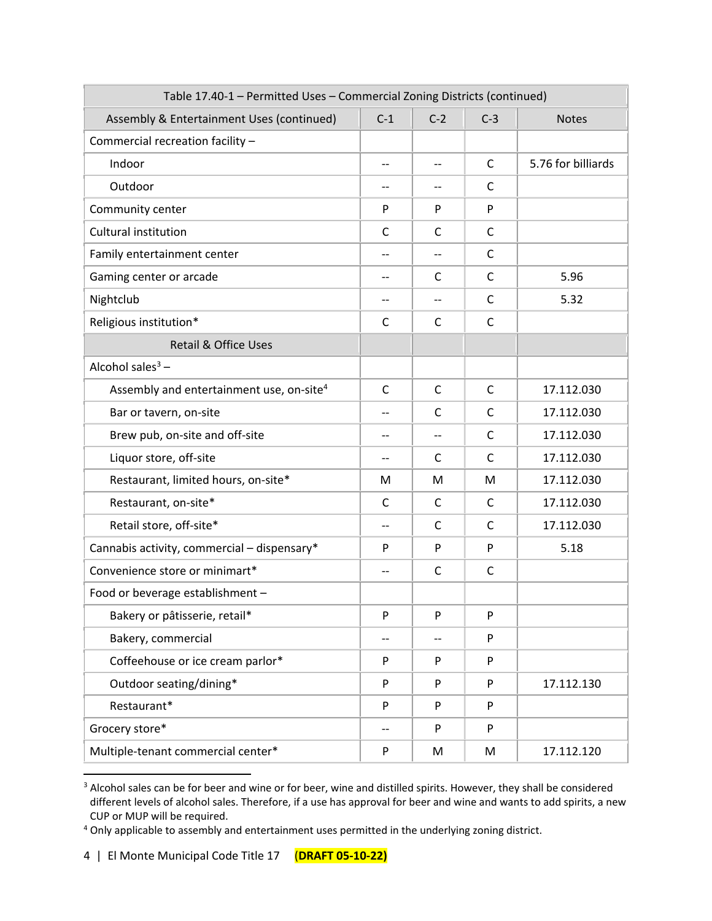| Table 17.40-1 – Permitted Uses – Commercial Zoning Districts (continued) | | | | |
|---|---|---|---|---|
| Assembly & Entertainment Uses (continued) | C-1 | C-2 | C-3 | Notes |
| Commercial recreation facility – | | | | |
| Indoor | -- | -- | C | 5.76 for billiards |
| Outdoor | -- | -- | C | |
| Community center | P | P | P | |
| Cultural institution | C | C | C | |
| Family entertainment center | -- | -- | C | |
| Gaming center or arcade | -- | C | C | 5.96 |
| Nightclub | -- | -- | C | 5.32 |
| Religious institution* | C | C | C | |
| Retail & Office Uses | | | | |
| Alcohol sales[3] – | | | | |
| Assembly and entertainment use, on-site[4] | C | C | C | 17.112.030 |
| Bar or tavern, on-site | -- | C | C | 17.112.030 |
| Brew pub, on-site and off-site | -- | -- | C | 17.112.030 |
| Liquor store, off-site | -- | C | C | 17.112.030 |
| Restaurant, limited hours, on-site* | M | M | M | 17.112.030 |
| Restaurant, on-site* | C | C | C | 17.112.030 |
| Retail store, off-site* | -- | C | C | 17.112.030 |
| Cannabis activity, commercial – dispensary* | P | P | P | 5.18 |
| Convenience store or minimart* | -- | C | C | |
| Food or beverage establishment – | | | | |
| Bakery or pâtisserie, retail* | P | P | P | |
| Bakery, commercial | -- | -- | P | |
| Coffeehouse or ice cream parlor* | P | P | P | |
| Outdoor seating/dining* | P | P | P | 17.112.130 |
| Restaurant* | P | P | P | |
| Grocery store* | -- | P | P | |
| Multiple-tenant commercial center* | P | M | M | 17.112.120 |

[3] Alcohol sales can be for beer and wine or for beer, wine and distilled spirits. However, they shall be considered different levels of alcohol sales. Therefore, if a use has approval for beer and wine and wants to add spirits, a new CUP or MUP will be required.

[4] Only applicable to assembly and entertainment uses permitted in the underlying zoning district.

4 | El Monte Municipal Code Title 17 **(DRAFT 05-10-22)**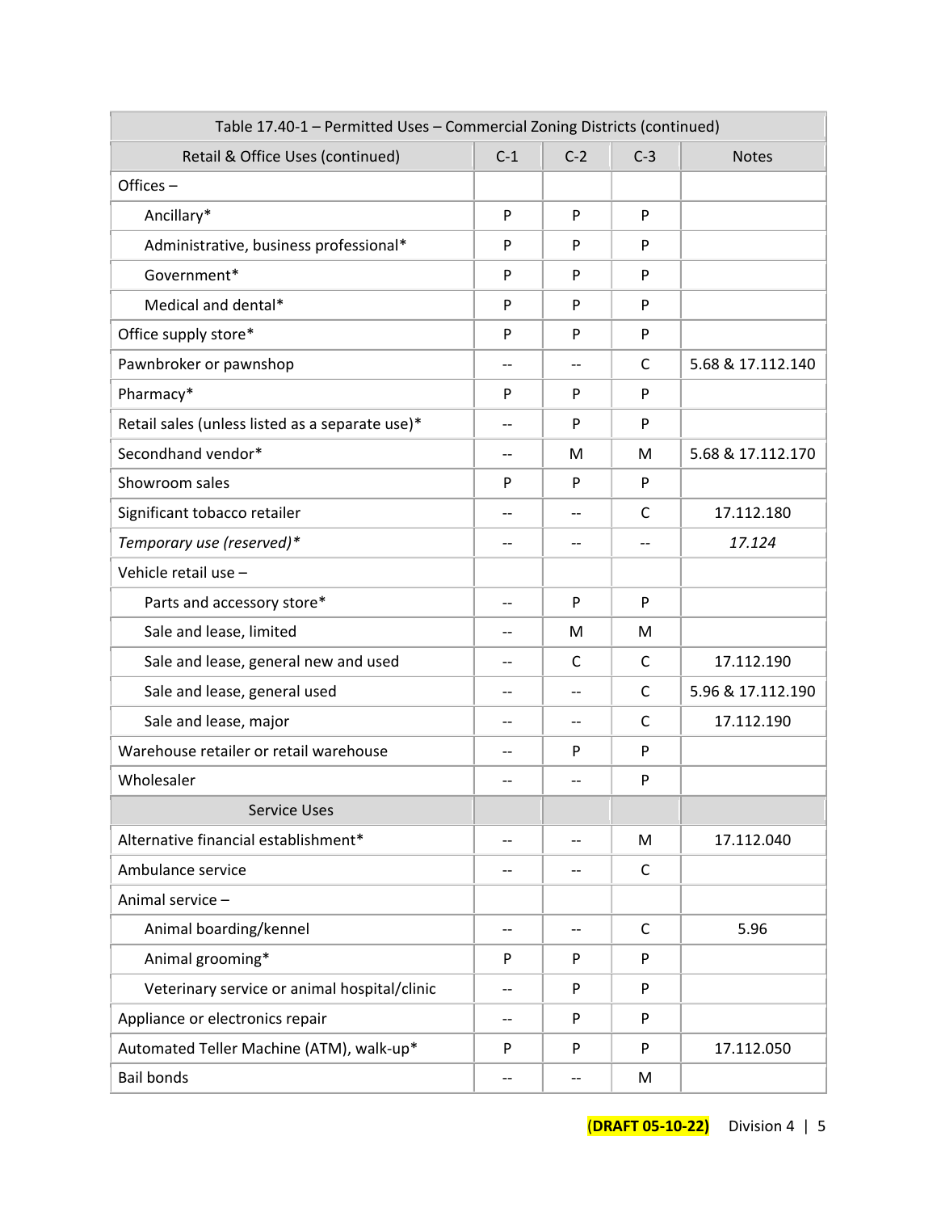| Table 17.40-1 – Permitted Uses – Commercial Zoning Districts (continued) | | | | |
|---|---|---|---|---|
| Retail & Office Uses (continued) | C-1 | C-2 | C-3 | Notes |
| Offices – | | | | |
| Ancillary* | P | P | P | |
| Administrative, business professional* | P | P | P | |
| Government* | P | P | P | |
| Medical and dental* | P | P | P | |
| Office supply store* | P | P | P | |
| Pawnbroker or pawnshop | -- | -- | C | 5.68 & 17.112.140 |
| Pharmacy* | P | P | P | |
| Retail sales (unless listed as a separate use)* | -- | P | P | |
| Secondhand vendor* | -- | M | M | 5.68 & 17.112.170 |
| Showroom sales | P | P | P | |
| Significant tobacco retailer | -- | -- | C | 17.112.180 |
| *Temporary use (reserved)** | -- | -- | -- | *17.124* |
| Vehicle retail use – | | | | |
| Parts and accessory store* | -- | P | P | |
| Sale and lease, limited | -- | M | M | |
| Sale and lease, general new and used | -- | C | C | 17.112.190 |
| Sale and lease, general used | -- | -- | C | 5.96 & 17.112.190 |
| Sale and lease, major | -- | -- | C | 17.112.190 |
| Warehouse retailer or retail warehouse | -- | P | P | |
| Wholesaler | -- | -- | P | |
| Service Uses | | | | |
| Alternative financial establishment* | -- | -- | M | 17.112.040 |
| Ambulance service | -- | -- | C | |
| Animal service – | | | | |
| Animal boarding/kennel | -- | -- | C | 5.96 |
| Animal grooming* | P | P | P | |
| Veterinary service or animal hospital/clinic | -- | P | P | |
| Appliance or electronics repair | -- | P | P | |
| Automated Teller Machine (ATM), walk-up* | P | P | P | 17.112.050 |
| Bail bonds | -- | -- | M | |

**(DRAFT 05-10-22)** Division 4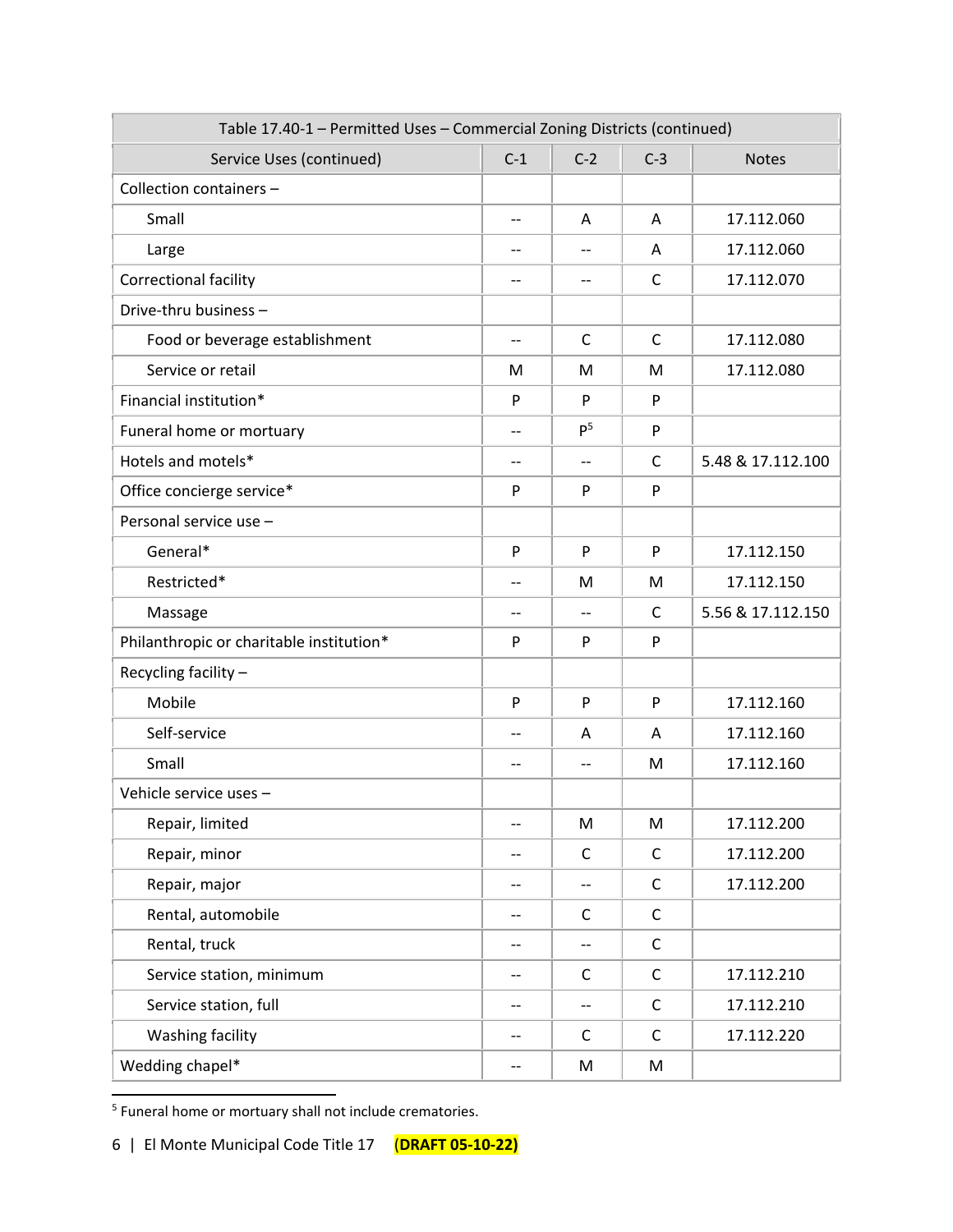| Table 17.40-1 – Permitted Uses – Commercial Zoning Districts (continued) | | | | |
|---|---|---|---|---|
| Service Uses (continued) | C-1 | C-2 | C-3 | Notes |
| Collection containers – | | | | |
| Small | -- | A | A | 17.112.060 |
| Large | -- | -- | A | 17.112.060 |
| Correctional facility | -- | -- | C | 17.112.070 |
| Drive-thru business – | | | | |
| Food or beverage establishment | -- | C | C | 17.112.080 |
| Service or retail | M | M | M | 17.112.080 |
| Financial institution* | P | P | P | |
| Funeral home or mortuary | -- | P[5] | P | |
| Hotels and motels* | -- | -- | C | 5.48 & 17.112.100 |
| Office concierge service* | P | P | P | |
| Personal service use – | | | | |
| General* | P | P | P | 17.112.150 |
| Restricted* | -- | M | M | 17.112.150 |
| Massage | -- | -- | C | 5.56 & 17.112.150 |
| Philanthropic or charitable institution* | P | P | P | |
| Recycling facility – | | | | |
| Mobile | P | P | P | 17.112.160 |
| Self-service | -- | A | A | 17.112.160 |
| Small | -- | -- | M | 17.112.160 |
| Vehicle service uses – | | | | |
| Repair, limited | -- | M | M | 17.112.200 |
| Repair, minor | -- | C | C | 17.112.200 |
| Repair, major | -- | -- | C | 17.112.200 |
| Rental, automobile | -- | C | C | |
| Rental, truck | -- | -- | C | |
| Service station, minimum | -- | C | C | 17.112.210 |
| Service station, full | -- | -- | C | 17.112.210 |
| Washing facility | -- | C | C | 17.112.220 |
| Wedding chapel* | -- | M | M | |

[5] Funeral home or mortuary shall not include crematories.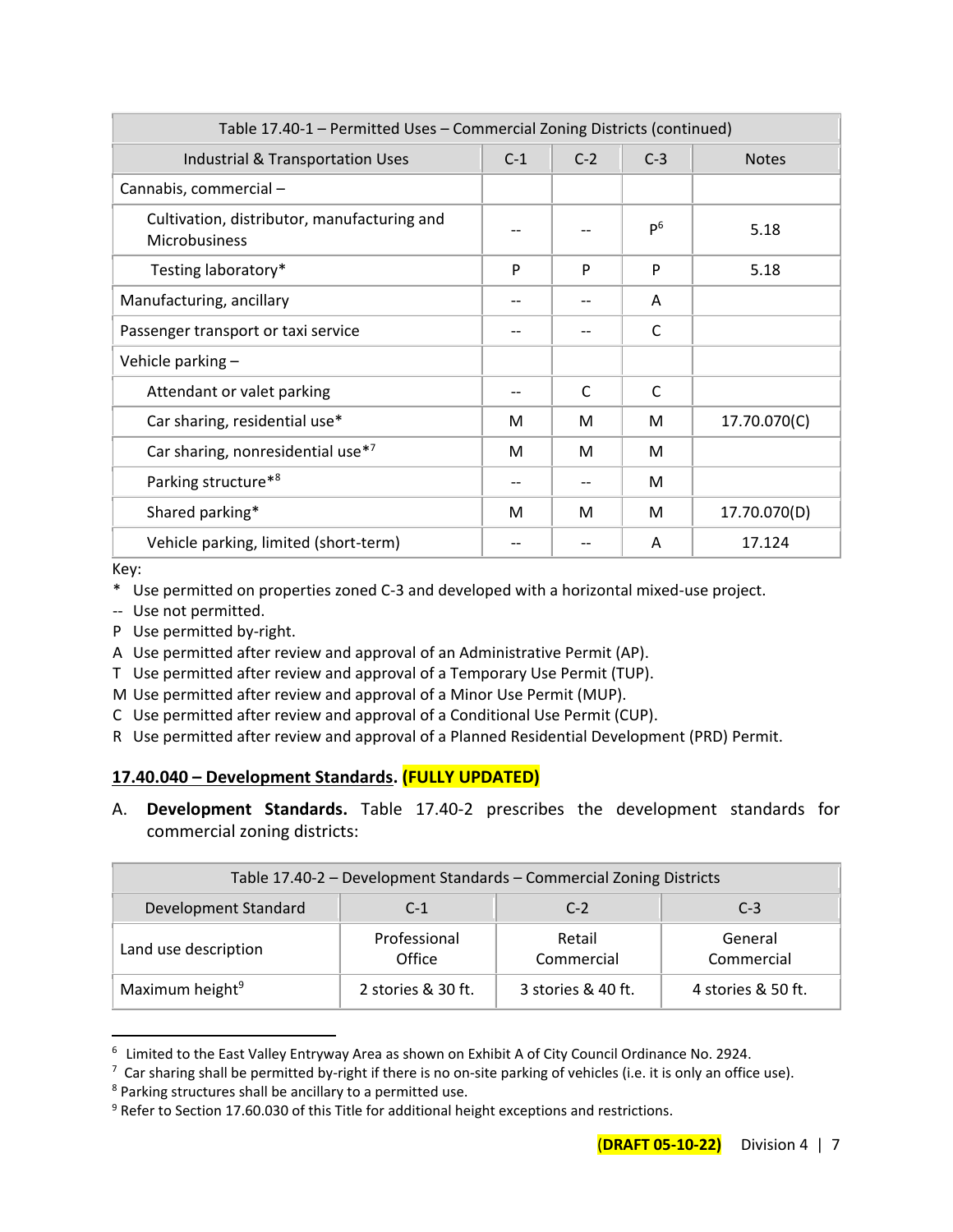| Table 17.40-1 – Permitted Uses – Commercial Zoning Districts (continued) | | | | |
|---|---|---|---|---|
| Industrial & Transportation Uses | C-1 | C-2 | C-3 | Notes |
| Cannabis, commercial – | | | | |
| Cultivation, distributor, manufacturing and Microbusiness | -- | -- | P[6] | 5.18 |
| Testing laboratory* | P | P | P | 5.18 |
| Manufacturing, ancillary | -- | -- | A | |
| Passenger transport or taxi service | -- | -- | C | |
| Vehicle parking – | | | | |
| Attendant or valet parking | -- | C | C | |
| Car sharing, residential use* | M | M | M | 17.70.070(C) |
| Car sharing, nonresidential use*[7] | M | M | M | |
| Parking structure*[8] | -- | -- | M | |
| Shared parking* | M | M | M | 17.70.070(D) |
| Vehicle parking, limited (short-term) | -- | -- | A | 17.124 |

Key:

- \* Use permitted on properties zoned C-3 and developed with a horizontal mixed-use project.
- -- Use not permitted.
- P Use permitted by-right.
- A Use permitted after review and approval of an Administrative Permit (AP).
- T Use permitted after review and approval of a Temporary Use Permit (TUP).
- M Use permitted after review and approval of a Minor Use Permit (MUP).
- C Use permitted after review and approval of a Conditional Use Permit (CUP).
- R Use permitted after review and approval of a Planned Residential Development (PRD) Permit.

## 17.40.040 – Development Standards. (FULLY UPDATED)

A. **Development Standards.** Table 17.40-2 prescribes the development standards for commercial zoning districts:

| Table 17.40-2 – Development Standards – Commercial Zoning Districts | | | |
|---|---|---|---|
| Development Standard | C-1 | C-2 | C-3 |
| Land use description | Professional Office | Retail Commercial | General Commercial |
| Maximum height[9] | 2 stories & 30 ft. | 3 stories & 40 ft. | 4 stories & 50 ft. |

---

[6] Limited to the East Valley Entryway Area as shown on Exhibit A of City Council Ordinance No. 2924.

[7] Car sharing shall be permitted by-right if there is no on-site parking of vehicles (i.e. it is only an office use).

[8] Parking structures shall be ancillary to a permitted use.

[9] Refer to Section 17.60.030 of this Title for additional height exceptions and restrictions.

(DRAFT 05-10-22) Division 4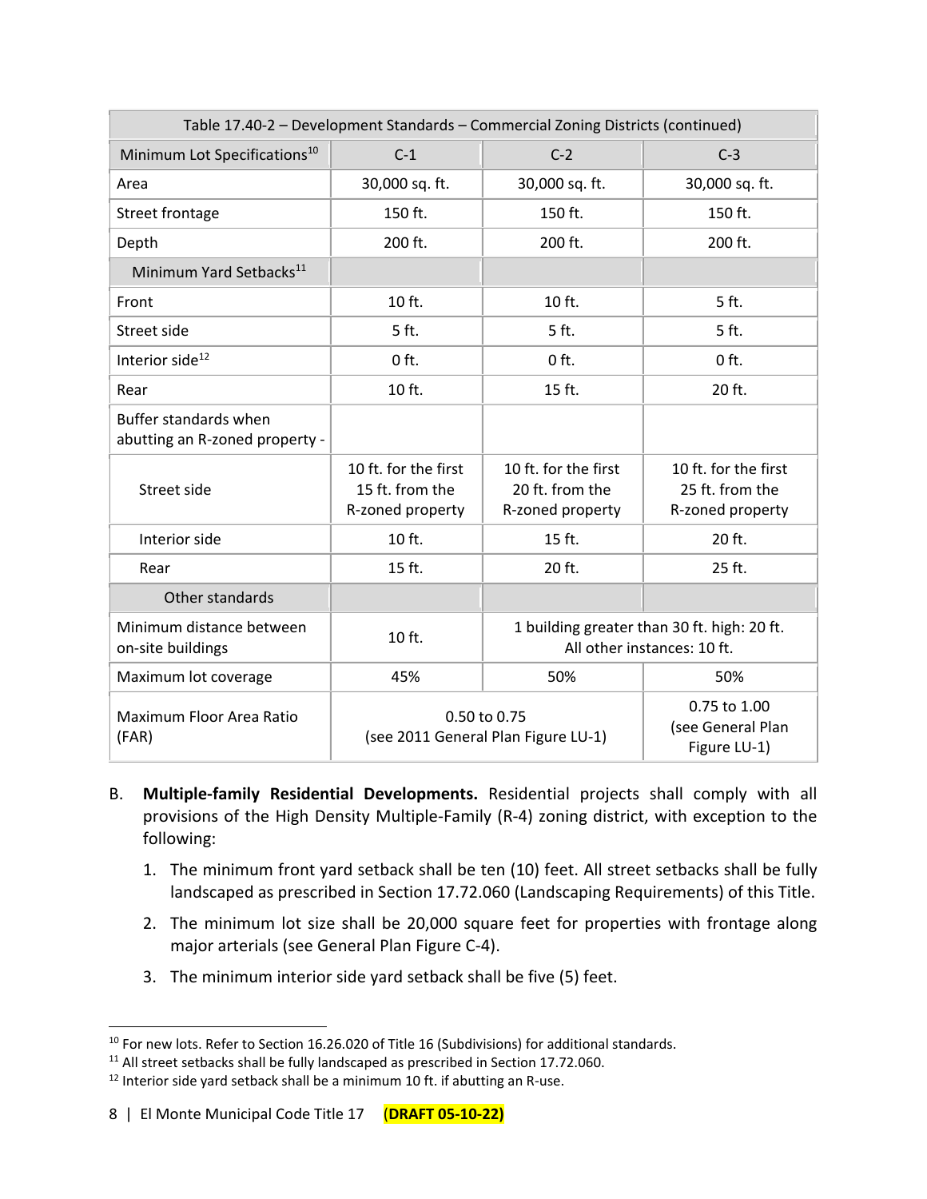| Table 17.40-2 – Development Standards – Commercial Zoning Districts (continued) | | | |
|---|---|---|---|
| Minimum Lot Specifications[10] | C-1 | C-2 | C-3 |
| Area | 30,000 sq. ft. | 30,000 sq. ft. | 30,000 sq. ft. |
| Street frontage | 150 ft. | 150 ft. | 150 ft. |
| Depth | 200 ft. | 200 ft. | 200 ft. |
| Minimum Yard Setbacks[11] | | | |
| Front | 10 ft. | 10 ft. | 5 ft. |
| Street side | 5 ft. | 5 ft. | 5 ft. |
| Interior side[12] | 0 ft. | 0 ft. | 0 ft. |
| Rear | 10 ft. | 15 ft. | 20 ft. |
| Buffer standards when abutting an R-zoned property - | | | |
| Street side | 10 ft. for the first 15 ft. from the R-zoned property | 10 ft. for the first 20 ft. from the R-zoned property | 10 ft. for the first 25 ft. from the R-zoned property |
| Interior side | 10 ft. | 15 ft. | 20 ft. |
| Rear | 15 ft. | 20 ft. | 25 ft. |
| Other standards | | | |
| Minimum distance between on-site buildings | 10 ft. | 1 building greater than 30 ft. high: 20 ft. All other instances: 10 ft. | |
| Maximum lot coverage | 45% | 50% | 50% |
| Maximum Floor Area Ratio (FAR) | 0.50 to 0.75 (see 2011 General Plan Figure LU-1) | | 0.75 to 1.00 (see General Plan Figure LU-1) |

B. **Multiple-family Residential Developments.** Residential projects shall comply with all provisions of the High Density Multiple-Family (R-4) zoning district, with exception to the following:

1. The minimum front yard setback shall be ten (10) feet. All street setbacks shall be fully landscaped as prescribed in Section 17.72.060 (Landscaping Requirements) of this Title.
2. The minimum lot size shall be 20,000 square feet for properties with frontage along major arterials (see General Plan Figure C-4).
3. The minimum interior side yard setback shall be five (5) feet.

[10] For new lots. Refer to Section 16.26.020 of Title 16 (Subdivisions) for additional standards.
[11] All street setbacks shall be fully landscaped as prescribed in Section 17.72.060.
[12] Interior side yard setback shall be a minimum 10 ft. if abutting an R-use.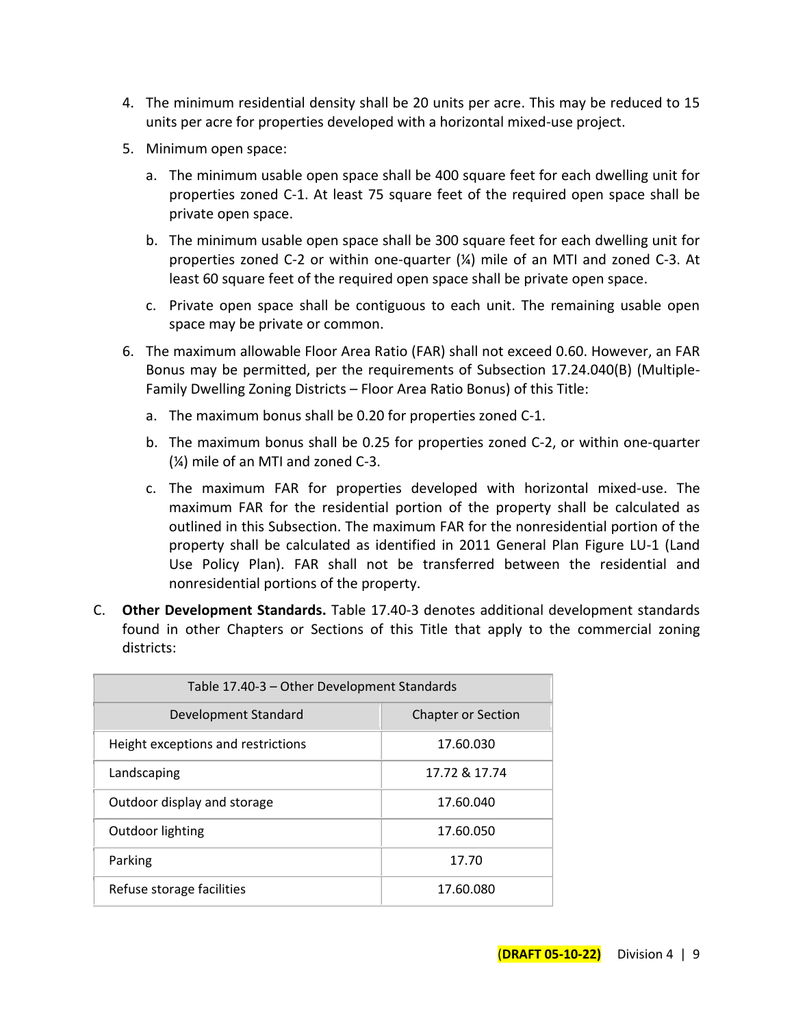4. The minimum residential density shall be 20 units per acre. This may be reduced to 15 units per acre for properties developed with a horizontal mixed-use project.
5. Minimum open space:
   a. The minimum usable open space shall be 400 square feet for each dwelling unit for properties zoned C-1. At least 75 square feet of the required open space shall be private open space.
   b. The minimum usable open space shall be 300 square feet for each dwelling unit for properties zoned C-2 or within one-quarter (¼) mile of an MTI and zoned C-3. At least 60 square feet of the required open space shall be private open space.
   c. Private open space shall be contiguous to each unit. The remaining usable open space may be private or common.
6. The maximum allowable Floor Area Ratio (FAR) shall not exceed 0.60. However, an FAR Bonus may be permitted, per the requirements of Subsection 17.24.040(B) (Multiple-Family Dwelling Zoning Districts – Floor Area Ratio Bonus) of this Title:
   a. The maximum bonus shall be 0.20 for properties zoned C-1.
   b. The maximum bonus shall be 0.25 for properties zoned C-2, or within one-quarter (¼) mile of an MTI and zoned C-3.
   c. The maximum FAR for properties developed with horizontal mixed-use. The maximum FAR for the residential portion of the property shall be calculated as outlined in this Subsection. The maximum FAR for the nonresidential portion of the property shall be calculated as identified in 2011 General Plan Figure LU-1 (Land Use Policy Plan). FAR shall not be transferred between the residential and nonresidential portions of the property.

C. **Other Development Standards.** Table 17.40-3 denotes additional development standards found in other Chapters or Sections of this Title that apply to the commercial zoning districts:

| Table 17.40-3 – Other Development Standards | |
|---|---|
| Development Standard | Chapter or Section |
| Height exceptions and restrictions | 17.60.030 |
| Landscaping | 17.72 & 17.74 |
| Outdoor display and storage | 17.60.040 |
| Outdoor lighting | 17.60.050 |
| Parking | 17.70 |
| Refuse storage facilities | 17.60.080 |

**(DRAFT 05-10-22)** Division 4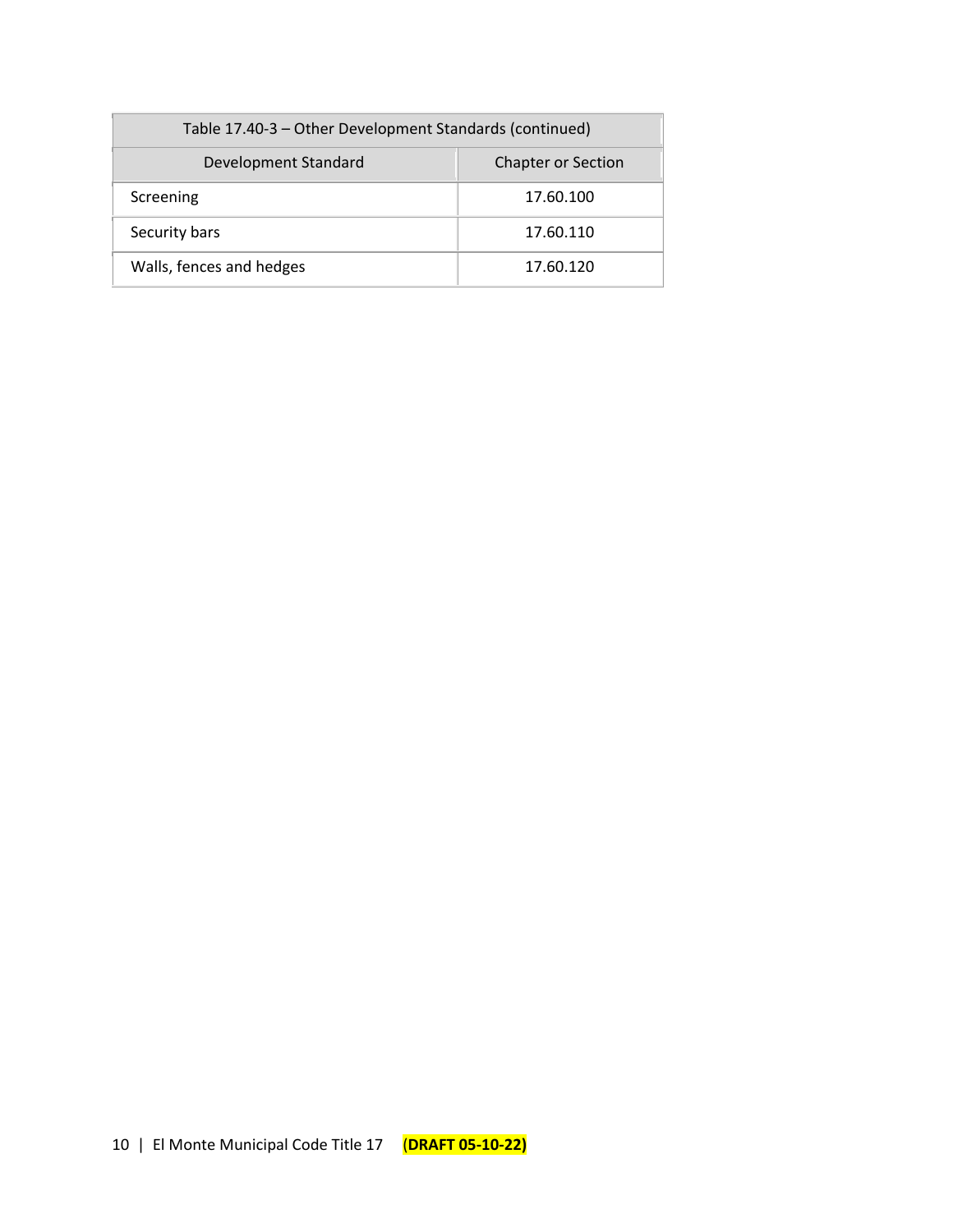| Table 17.40-3 – Other Development Standards (continued) | |
|---|---|
| Development Standard | Chapter or Section |
| Screening | 17.60.100 |
| Security bars | 17.60.110 |
| Walls, fences and hedges | 17.60.120 |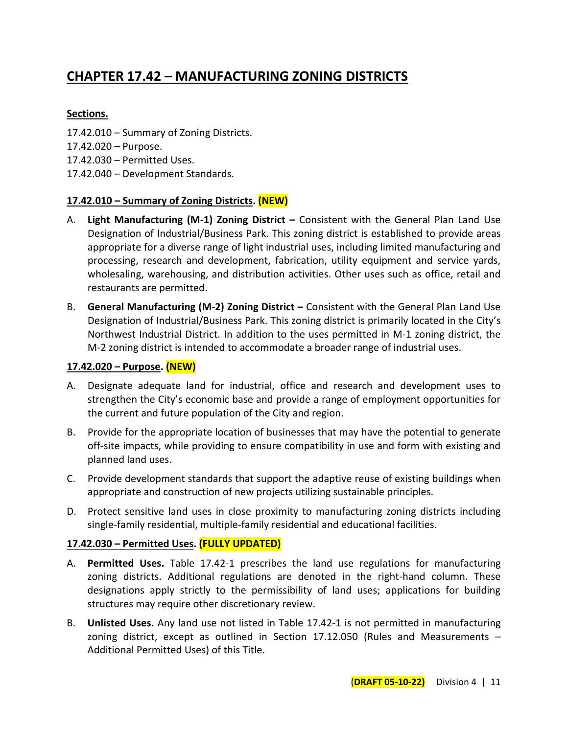# CHAPTER 17.42 – MANUFACTURING ZONING DISTRICTS

**Sections.**

17.42.010 – Summary of Zoning Districts.
17.42.020 – Purpose.
17.42.030 – Permitted Uses.
17.42.040 – Development Standards.

## 17.42.010 – Summary of Zoning Districts. (NEW)

A. **Light Manufacturing (M-1) Zoning District –** Consistent with the General Plan Land Use Designation of Industrial/Business Park. This zoning district is established to provide areas appropriate for a diverse range of light industrial uses, including limited manufacturing and processing, research and development, fabrication, utility equipment and service yards, wholesaling, warehousing, and distribution activities. Other uses such as office, retail and restaurants are permitted.

B. **General Manufacturing (M-2) Zoning District –** Consistent with the General Plan Land Use Designation of Industrial/Business Park. This zoning district is primarily located in the City's Northwest Industrial District. In addition to the uses permitted in M-1 zoning district, the M-2 zoning district is intended to accommodate a broader range of industrial uses.

## 17.42.020 – Purpose. (NEW)

A. Designate adequate land for industrial, office and research and development uses to strengthen the City's economic base and provide a range of employment opportunities for the current and future population of the City and region.

B. Provide for the appropriate location of businesses that may have the potential to generate off-site impacts, while providing to ensure compatibility in use and form with existing and planned land uses.

C. Provide development standards that support the adaptive reuse of existing buildings when appropriate and construction of new projects utilizing sustainable principles.

D. Protect sensitive land uses in close proximity to manufacturing zoning districts including single-family residential, multiple-family residential and educational facilities.

## 17.42.030 – Permitted Uses. (FULLY UPDATED)

A. **Permitted Uses.** Table 17.42-1 prescribes the land use regulations for manufacturing zoning districts. Additional regulations are denoted in the right-hand column. These designations apply strictly to the permissibility of land uses; applications for building structures may require other discretionary review.

B. **Unlisted Uses.** Any land use not listed in Table 17.42-1 is not permitted in manufacturing zoning district, except as outlined in Section 17.12.050 (Rules and Measurements – Additional Permitted Uses) of this Title.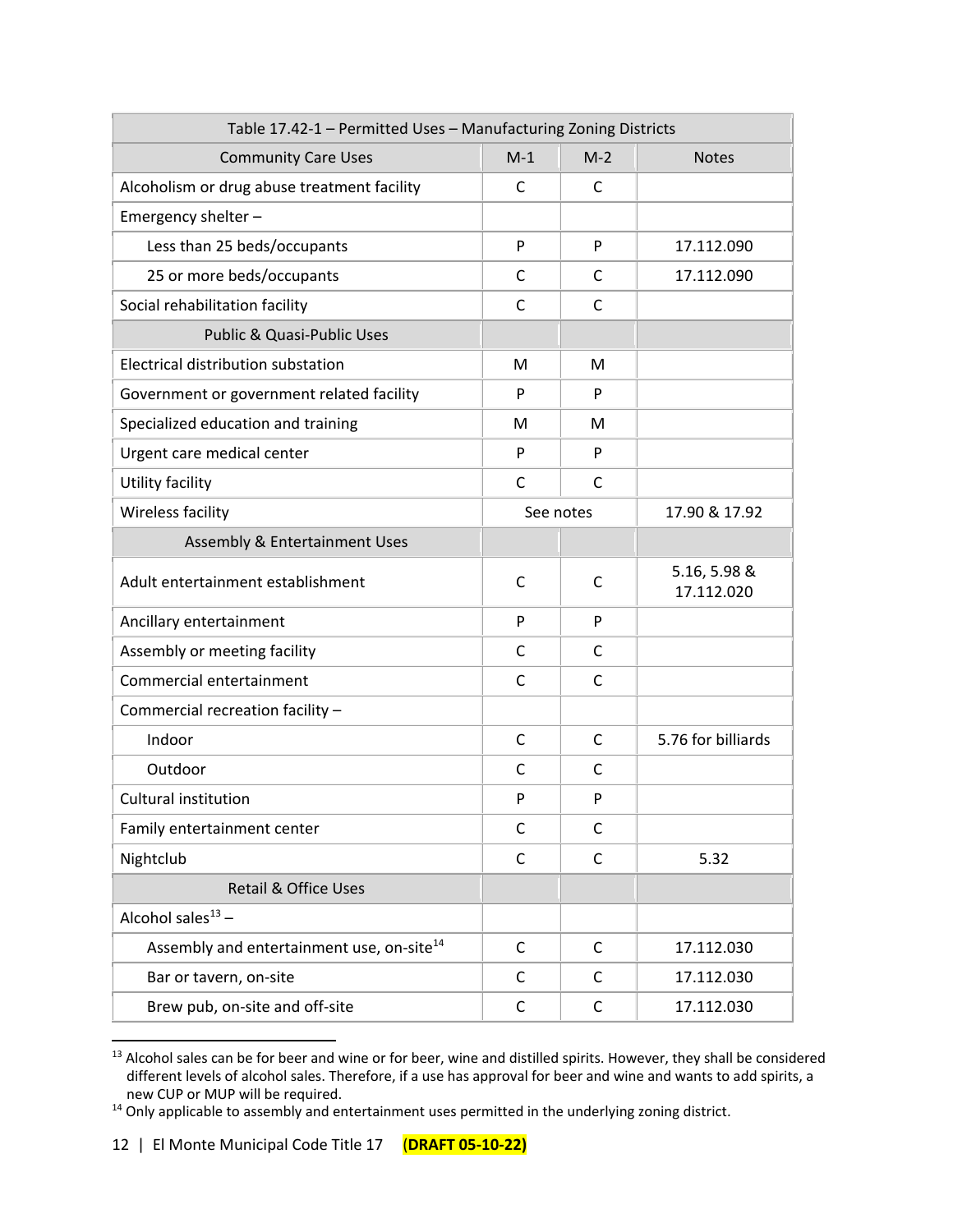| Table 17.42-1 – Permitted Uses – Manufacturing Zoning Districts | | | |
|---|---|---|---|
| Community Care Uses | M-1 | M-2 | Notes |
| Alcoholism or drug abuse treatment facility | C | C | |
| Emergency shelter – | | | |
| Less than 25 beds/occupants | P | P | 17.112.090 |
| 25 or more beds/occupants | C | C | 17.112.090 |
| Social rehabilitation facility | C | C | |
| Public & Quasi-Public Uses | | | |
| Electrical distribution substation | M | M | |
| Government or government related facility | P | P | |
| Specialized education and training | M | M | |
| Urgent care medical center | P | P | |
| Utility facility | C | C | |
| Wireless facility | See notes | | 17.90 & 17.92 |
| Assembly & Entertainment Uses | | | |
| Adult entertainment establishment | C | C | 5.16, 5.98 & 17.112.020 |
| Ancillary entertainment | P | P | |
| Assembly or meeting facility | C | C | |
| Commercial entertainment | C | C | |
| Commercial recreation facility – | | | |
| Indoor | C | C | 5.76 for billiards |
| Outdoor | C | C | |
| Cultural institution | P | P | |
| Family entertainment center | C | C | |
| Nightclub | C | C | 5.32 |
| Retail & Office Uses | | | |
| Alcohol sales[13] – | | | |
| Assembly and entertainment use, on-site[14] | C | C | 17.112.030 |
| Bar or tavern, on-site | C | C | 17.112.030 |
| Brew pub, on-site and off-site | C | C | 17.112.030 |

[13] Alcohol sales can be for beer and wine or for beer, wine and distilled spirits. However, they shall be considered different levels of alcohol sales. Therefore, if a use has approval for beer and wine and wants to add spirits, a new CUP or MUP will be required.

[14] Only applicable to assembly and entertainment uses permitted in the underlying zoning district.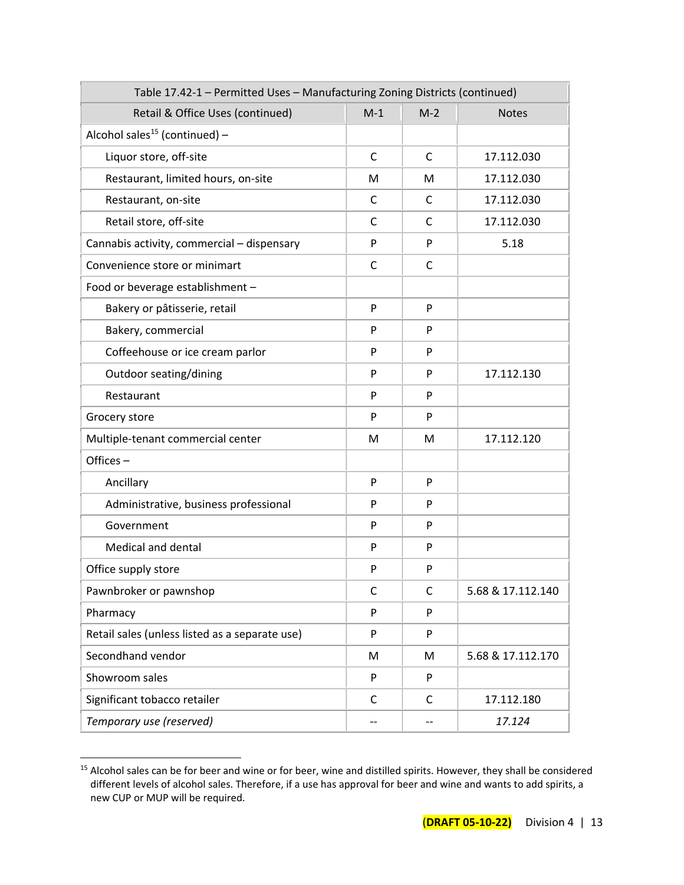| Table 17.42-1 – Permitted Uses – Manufacturing Zoning Districts (continued) | | | |
|---|---|---|---|
| Retail & Office Uses (continued) | M-1 | M-2 | Notes |
| Alcohol sales[15] (continued) – | | | |
| Liquor store, off-site | C | C | 17.112.030 |
| Restaurant, limited hours, on-site | M | M | 17.112.030 |
| Restaurant, on-site | C | C | 17.112.030 |
| Retail store, off-site | C | C | 17.112.030 |
| Cannabis activity, commercial – dispensary | P | P | 5.18 |
| Convenience store or minimart | C | C | |
| Food or beverage establishment – | | | |
| Bakery or pâtisserie, retail | P | P | |
| Bakery, commercial | P | P | |
| Coffeehouse or ice cream parlor | P | P | |
| Outdoor seating/dining | P | P | 17.112.130 |
| Restaurant | P | P | |
| Grocery store | P | P | |
| Multiple-tenant commercial center | M | M | 17.112.120 |
| Offices – | | | |
| Ancillary | P | P | |
| Administrative, business professional | P | P | |
| Government | P | P | |
| Medical and dental | P | P | |
| Office supply store | P | P | |
| Pawnbroker or pawnshop | C | C | 5.68 & 17.112.140 |
| Pharmacy | P | P | |
| Retail sales (unless listed as a separate use) | P | P | |
| Secondhand vendor | M | M | 5.68 & 17.112.170 |
| Showroom sales | P | P | |
| Significant tobacco retailer | C | C | 17.112.180 |
| *Temporary use (reserved)* | -- | -- | *17.124* |

[15] Alcohol sales can be for beer and wine or for beer, wine and distilled spirits. However, they shall be considered different levels of alcohol sales. Therefore, if a use has approval for beer and wine and wants to add spirits, a new CUP or MUP will be required.

**(DRAFT 05-10-22)**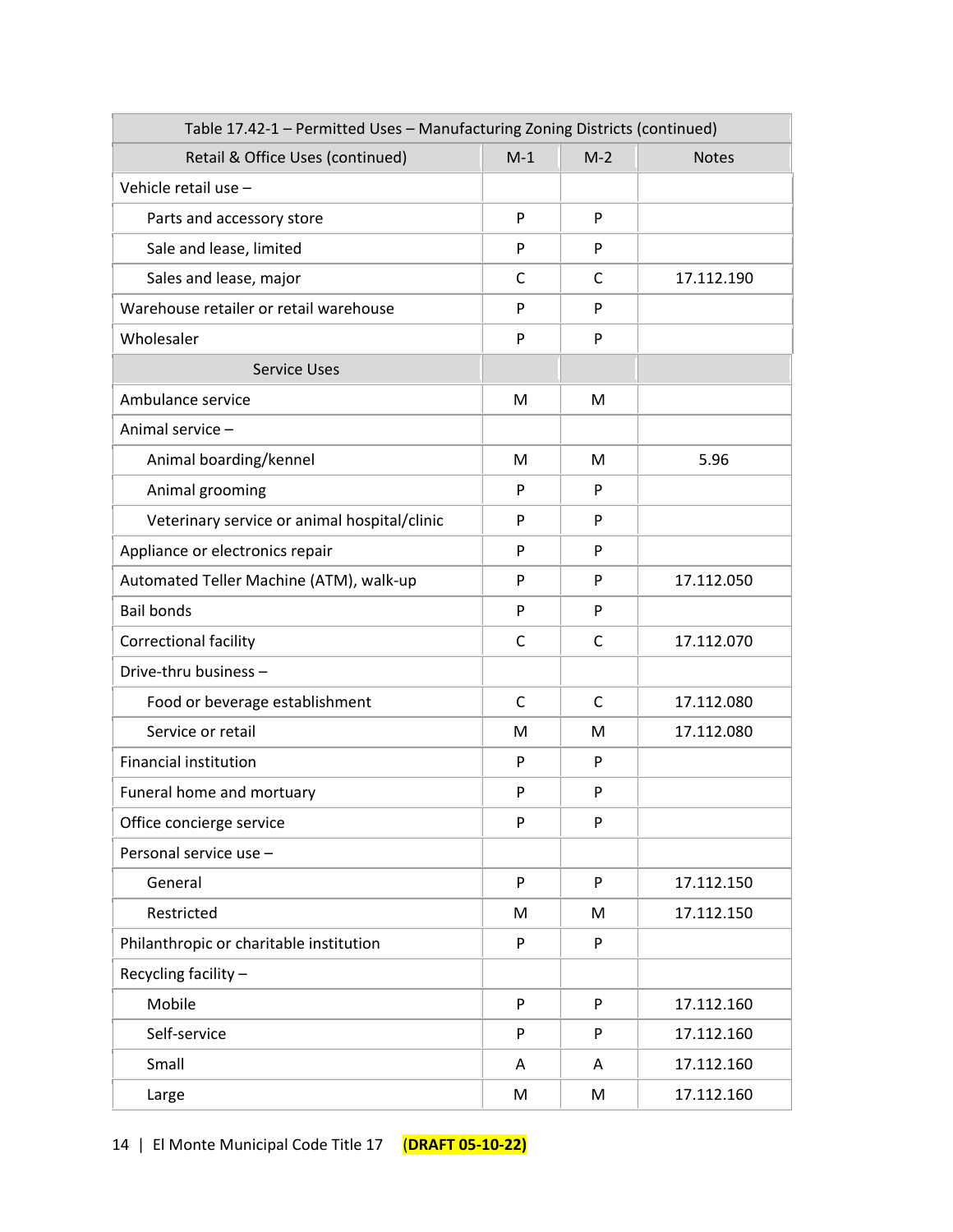| Table 17.42-1 – Permitted Uses – Manufacturing Zoning Districts (continued) | | | |
|---|---|---|---|
| Retail & Office Uses (continued) | M-1 | M-2 | Notes |
| Vehicle retail use – | | | |
| Parts and accessory store | P | P | |
| Sale and lease, limited | P | P | |
| Sales and lease, major | C | C | 17.112.190 |
| Warehouse retailer or retail warehouse | P | P | |
| Wholesaler | P | P | |
| Service Uses | | | |
| Ambulance service | M | M | |
| Animal service – | | | |
| Animal boarding/kennel | M | M | 5.96 |
| Animal grooming | P | P | |
| Veterinary service or animal hospital/clinic | P | P | |
| Appliance or electronics repair | P | P | |
| Automated Teller Machine (ATM), walk-up | P | P | 17.112.050 |
| Bail bonds | P | P | |
| Correctional facility | C | C | 17.112.070 |
| Drive-thru business – | | | |
| Food or beverage establishment | C | C | 17.112.080 |
| Service or retail | M | M | 17.112.080 |
| Financial institution | P | P | |
| Funeral home and mortuary | P | P | |
| Office concierge service | P | P | |
| Personal service use – | | | |
| General | P | P | 17.112.150 |
| Restricted | M | M | 17.112.150 |
| Philanthropic or charitable institution | P | P | |
| Recycling facility – | | | |
| Mobile | P | P | 17.112.160 |
| Self-service | P | P | 17.112.160 |
| Small | A | A | 17.112.160 |
| Large | M | M | 17.112.160 |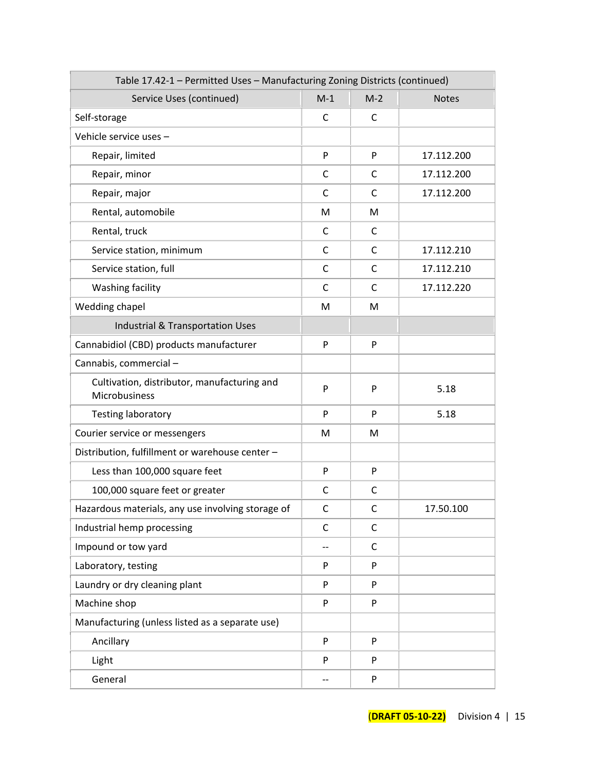| Table 17.42-1 – Permitted Uses – Manufacturing Zoning Districts (continued) | | | |
|---|---|---|---|
| Service Uses (continued) | M-1 | M-2 | Notes |
| Self-storage | C | C | |
| Vehicle service uses – | | | |
| Repair, limited | P | P | 17.112.200 |
| Repair, minor | C | C | 17.112.200 |
| Repair, major | C | C | 17.112.200 |
| Rental, automobile | M | M | |
| Rental, truck | C | C | |
| Service station, minimum | C | C | 17.112.210 |
| Service station, full | C | C | 17.112.210 |
| Washing facility | C | C | 17.112.220 |
| Wedding chapel | M | M | |
| Industrial & Transportation Uses | | | |
| Cannabidiol (CBD) products manufacturer | P | P | |
| Cannabis, commercial – | | | |
| Cultivation, distributor, manufacturing and Microbusiness | P | P | 5.18 |
| Testing laboratory | P | P | 5.18 |
| Courier service or messengers | M | M | |
| Distribution, fulfillment or warehouse center – | | | |
| Less than 100,000 square feet | P | P | |
| 100,000 square feet or greater | C | C | |
| Hazardous materials, any use involving storage of | C | C | 17.50.100 |
| Industrial hemp processing | C | C | |
| Impound or tow yard | -- | C | |
| Laboratory, testing | P | P | |
| Laundry or dry cleaning plant | P | P | |
| Machine shop | P | P | |
| Manufacturing (unless listed as a separate use) | | | |
| Ancillary | P | P | |
| Light | P | P | |
| General | -- | P | |

(DRAFT 05-10-22) Division 4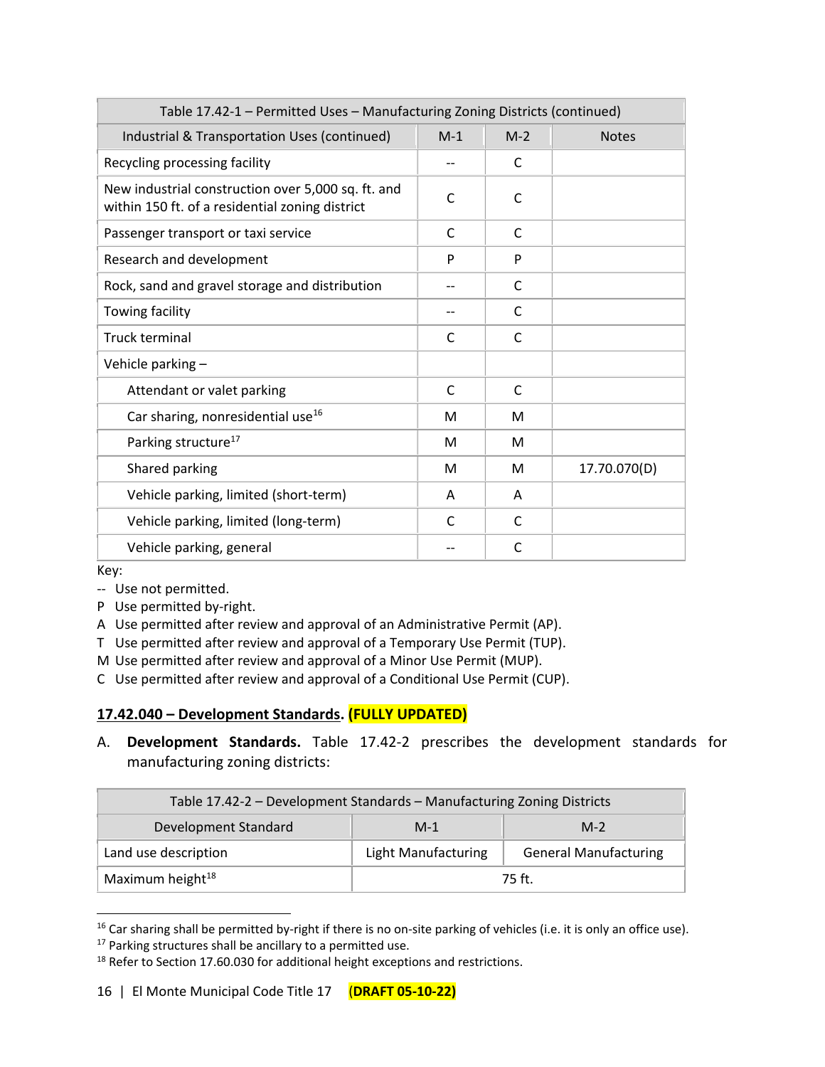| Table 17.42-1 – Permitted Uses – Manufacturing Zoning Districts (continued) | | | |
|---|---|---|---|
| Industrial & Transportation Uses (continued) | M-1 | M-2 | Notes |
| Recycling processing facility | -- | C | |
| New industrial construction over 5,000 sq. ft. and within 150 ft. of a residential zoning district | C | C | |
| Passenger transport or taxi service | C | C | |
| Research and development | P | P | |
| Rock, sand and gravel storage and distribution | -- | C | |
| Towing facility | -- | C | |
| Truck terminal | C | C | |
| Vehicle parking – | | | |
| Attendant or valet parking | C | C | |
| Car sharing, nonresidential use[16] | M | M | |
| Parking structure[17] | M | M | |
| Shared parking | M | M | 17.70.070(D) |
| Vehicle parking, limited (short-term) | A | A | |
| Vehicle parking, limited (long-term) | C | C | |
| Vehicle parking, general | -- | C | |

Key:
- -- Use not permitted.
- P Use permitted by-right.
- A Use permitted after review and approval of an Administrative Permit (AP).
- T Use permitted after review and approval of a Temporary Use Permit (TUP).
- M Use permitted after review and approval of a Minor Use Permit (MUP).
- C Use permitted after review and approval of a Conditional Use Permit (CUP).

## 17.42.040 – Development Standards. (FULLY UPDATED)

A. **Development Standards.** Table 17.42-2 prescribes the development standards for manufacturing zoning districts:

| Table 17.42-2 – Development Standards – Manufacturing Zoning Districts | | |
|---|---|---|
| Development Standard | M-1 | M-2 |
| Land use description | Light Manufacturing | General Manufacturing |
| Maximum height[18] | 75 ft. | |

[16] Car sharing shall be permitted by-right if there is no on-site parking of vehicles (i.e. it is only an office use).
[17] Parking structures shall be ancillary to a permitted use.
[18] Refer to Section 17.60.030 for additional height exceptions and restrictions.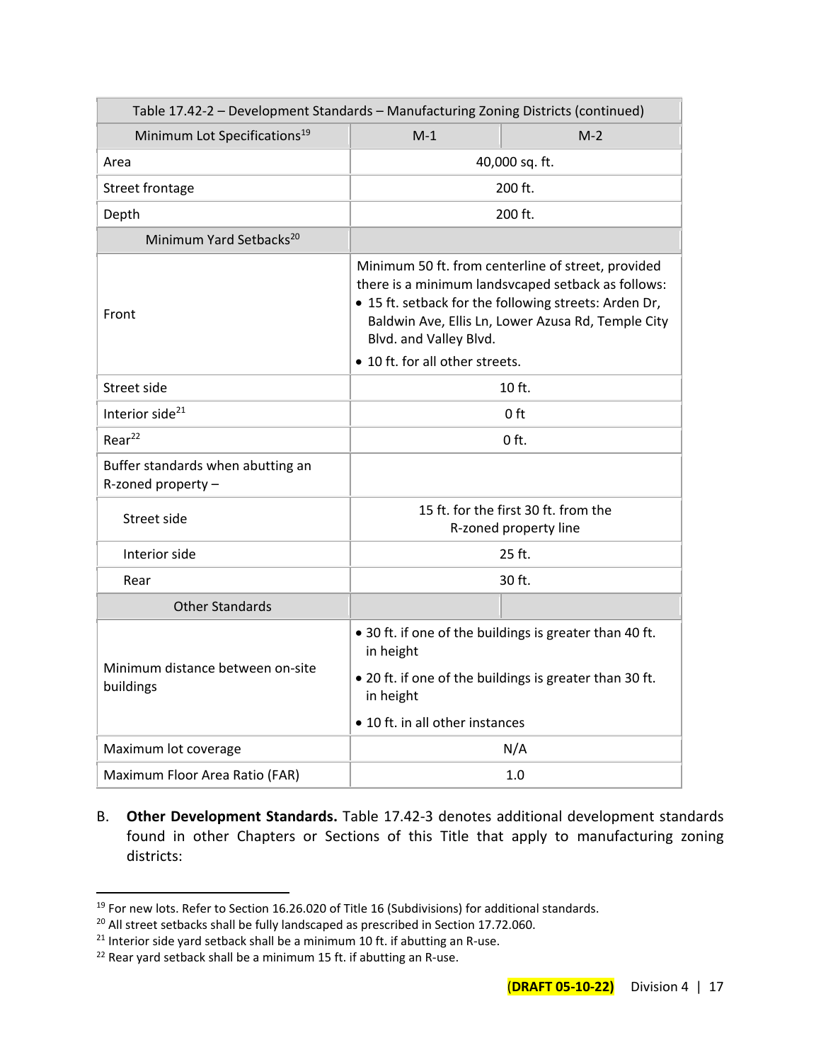| Table 17.42-2 – Development Standards – Manufacturing Zoning Districts (continued) | | |
|---|---|---|
| Minimum Lot Specifications[19] | M-1 | M-2 |
| Area | 40,000 sq. ft. | |
| Street frontage | 200 ft. | |
| Depth | 200 ft. | |
| Minimum Yard Setbacks[20] | | |
| Front | Minimum 50 ft. from centerline of street, provided there is a minimum landsvcaped setback as follows: • 15 ft. setback for the following streets: Arden Dr, Baldwin Ave, Ellis Ln, Lower Azusa Rd, Temple City Blvd. and Valley Blvd. • 10 ft. for all other streets. | |
| Street side | 10 ft. | |
| Interior side[21] | 0 ft | |
| Rear[22] | 0 ft. | |
| Buffer standards when abutting an R-zoned property – | | |
| Street side | 15 ft. for the first 30 ft. from the R-zoned property line | |
| Interior side | 25 ft. | |
| Rear | 30 ft. | |
| Other Standards | | |
| Minimum distance between on-site buildings | • 30 ft. if one of the buildings is greater than 40 ft. in height • 20 ft. if one of the buildings is greater than 30 ft. in height • 10 ft. in all other instances | |
| Maximum lot coverage | N/A | |
| Maximum Floor Area Ratio (FAR) | 1.0 | |

B. **Other Development Standards.** Table 17.42-3 denotes additional development standards found in other Chapters or Sections of this Title that apply to manufacturing zoning districts:

---

[19] For new lots. Refer to Section 16.26.020 of Title 16 (Subdivisions) for additional standards.

[20] All street setbacks shall be fully landscaped as prescribed in Section 17.72.060.

[21] Interior side yard setback shall be a minimum 10 ft. if abutting an R-use.

[22] Rear yard setback shall be a minimum 15 ft. if abutting an R-use.

(DRAFT 05-10-22) Division 4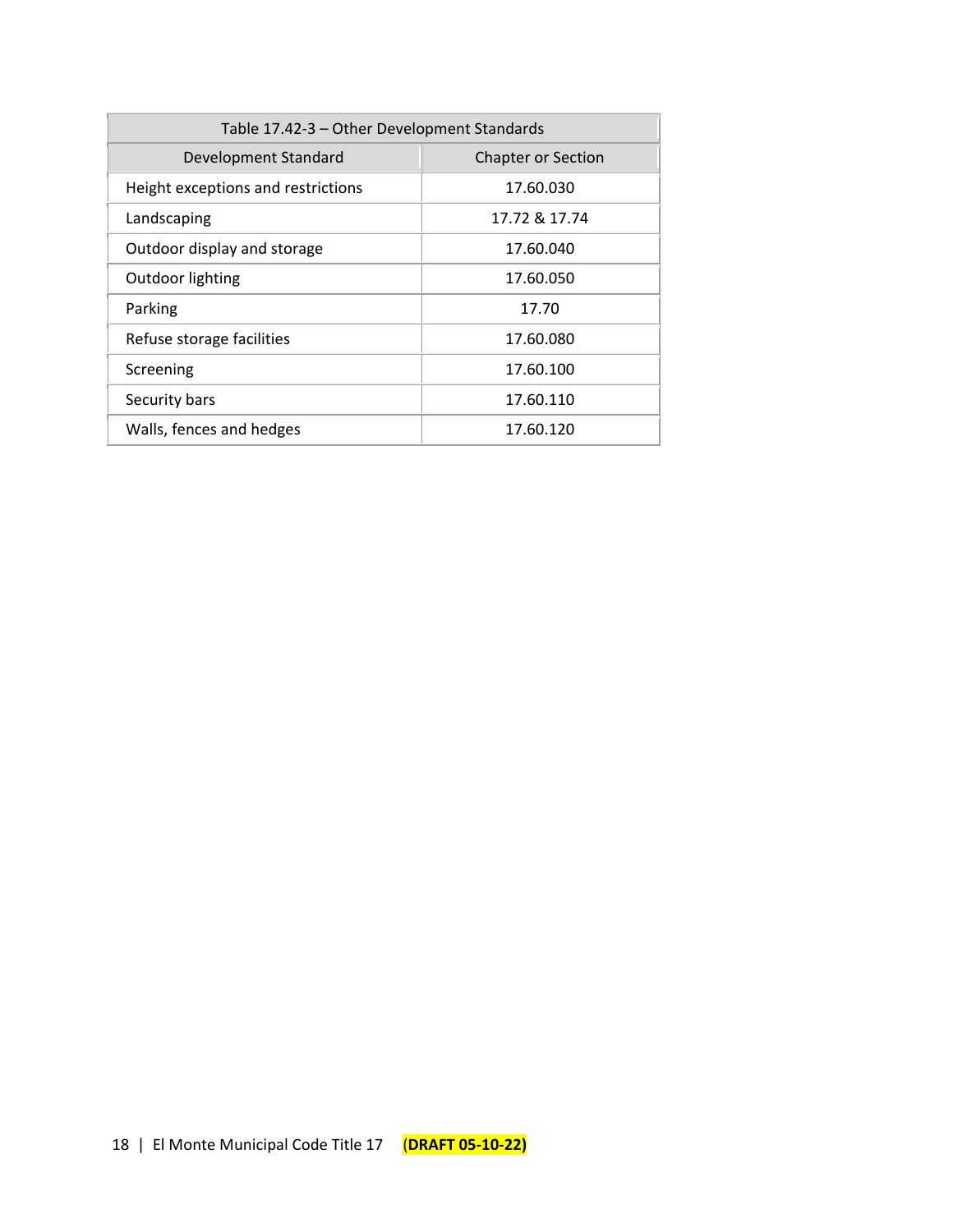| Table 17.42-3 – Other Development Standards | |
|---|---|
| **Development Standard** | **Chapter or Section** |
| Height exceptions and restrictions | 17.60.030 |
| Landscaping | 17.72 & 17.74 |
| Outdoor display and storage | 17.60.040 |
| Outdoor lighting | 17.60.050 |
| Parking | 17.70 |
| Refuse storage facilities | 17.60.080 |
| Screening | 17.60.100 |
| Security bars | 17.60.110 |
| Walls, fences and hedges | 17.60.120 |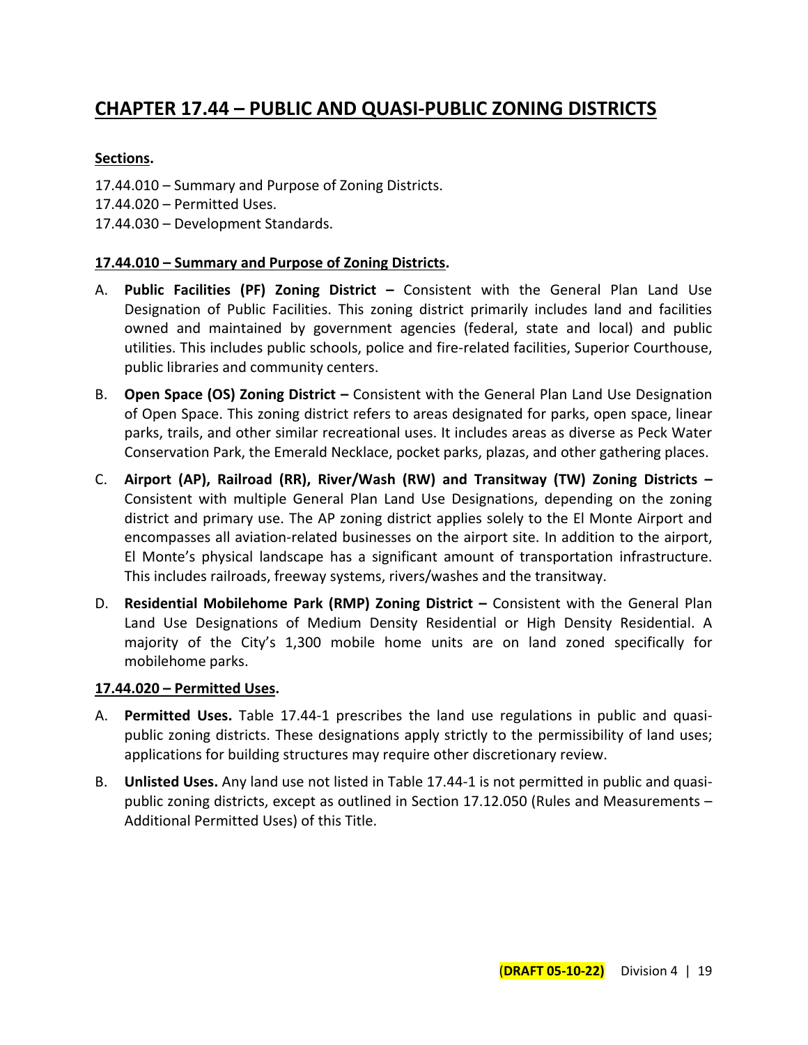# CHAPTER 17.44 – PUBLIC AND QUASI-PUBLIC ZONING DISTRICTS

**Sections.**

17.44.010 – Summary and Purpose of Zoning Districts.
17.44.020 – Permitted Uses.
17.44.030 – Development Standards.

**17.44.010 – Summary and Purpose of Zoning Districts.**

A. **Public Facilities (PF) Zoning District –** Consistent with the General Plan Land Use Designation of Public Facilities. This zoning district primarily includes land and facilities owned and maintained by government agencies (federal, state and local) and public utilities. This includes public schools, police and fire-related facilities, Superior Courthouse, public libraries and community centers.

B. **Open Space (OS) Zoning District –** Consistent with the General Plan Land Use Designation of Open Space. This zoning district refers to areas designated for parks, open space, linear parks, trails, and other similar recreational uses. It includes areas as diverse as Peck Water Conservation Park, the Emerald Necklace, pocket parks, plazas, and other gathering places.

C. **Airport (AP), Railroad (RR), River/Wash (RW) and Transitway (TW) Zoning Districts –** Consistent with multiple General Plan Land Use Designations, depending on the zoning district and primary use. The AP zoning district applies solely to the El Monte Airport and encompasses all aviation-related businesses on the airport site. In addition to the airport, El Monte's physical landscape has a significant amount of transportation infrastructure. This includes railroads, freeway systems, rivers/washes and the transitway.

D. **Residential Mobilehome Park (RMP) Zoning District –** Consistent with the General Plan Land Use Designations of Medium Density Residential or High Density Residential. A majority of the City's 1,300 mobile home units are on land zoned specifically for mobilehome parks.

**17.44.020 – Permitted Uses.**

A. **Permitted Uses.** Table 17.44-1 prescribes the land use regulations in public and quasi-public zoning districts. These designations apply strictly to the permissibility of land uses; applications for building structures may require other discretionary review.

B. **Unlisted Uses.** Any land use not listed in Table 17.44-1 is not permitted in public and quasi-public zoning districts, except as outlined in Section 17.12.050 (Rules and Measurements – Additional Permitted Uses) of this Title.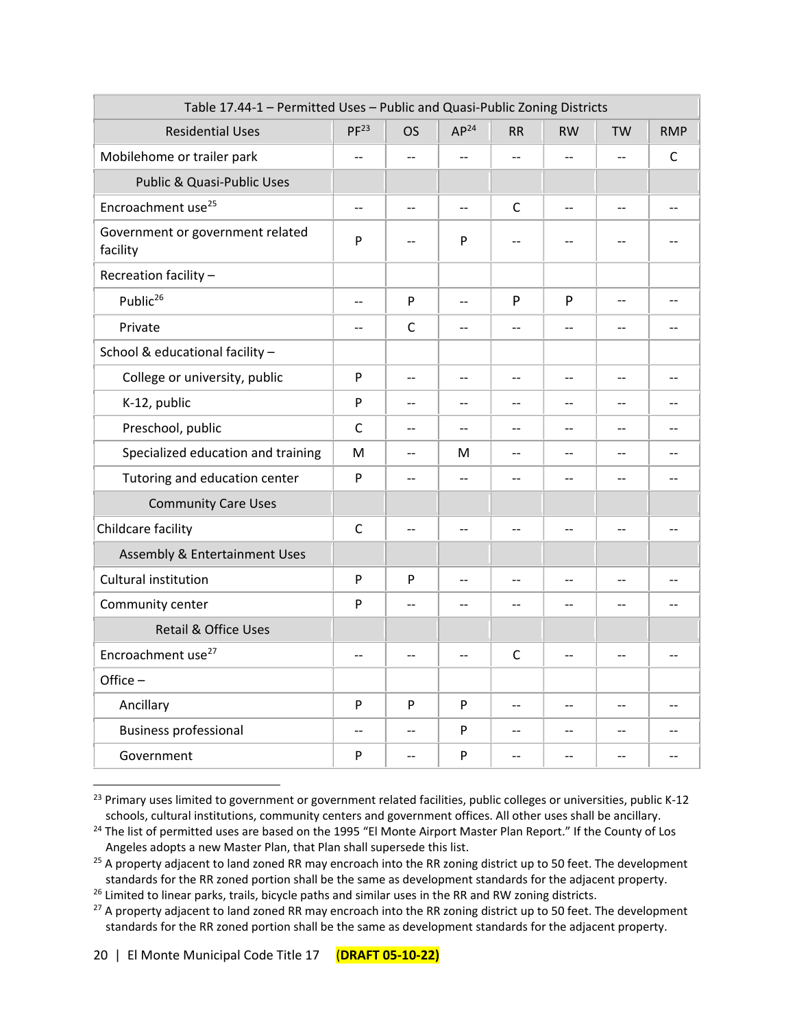| Table 17.44-1 – Permitted Uses – Public and Quasi-Public Zoning Districts | | | | | | | |
|---|---|---|---|---|---|---|---|
| Residential Uses | PF[23] | OS | AP[24] | RR | RW | TW | RMP |
| Mobilehome or trailer park | -- | -- | -- | -- | -- | -- | C |
| Public & Quasi-Public Uses | | | | | | | |
| Encroachment use[25] | -- | -- | -- | C | -- | -- | -- |
| Government or government related facility | P | -- | P | -- | -- | -- | -- |
| Recreation facility – | | | | | | | |
| Public[26] | -- | P | -- | P | P | -- | -- |
| Private | -- | C | -- | -- | -- | -- | -- |
| School & educational facility – | | | | | | | |
| College or university, public | P | -- | -- | -- | -- | -- | -- |
| K-12, public | P | -- | -- | -- | -- | -- | -- |
| Preschool, public | C | -- | -- | -- | -- | -- | -- |
| Specialized education and training | M | -- | M | -- | -- | -- | -- |
| Tutoring and education center | P | -- | -- | -- | -- | -- | -- |
| Community Care Uses | | | | | | | |
| Childcare facility | C | -- | -- | -- | -- | -- | -- |
| Assembly & Entertainment Uses | | | | | | | |
| Cultural institution | P | P | -- | -- | -- | -- | -- |
| Community center | P | -- | -- | -- | -- | -- | -- |
| Retail & Office Uses | | | | | | | |
| Encroachment use[27] | -- | -- | -- | C | -- | -- | -- |
| Office – | | | | | | | |
| Ancillary | P | P | P | -- | -- | -- | -- |
| Business professional | -- | -- | P | -- | -- | -- | -- |
| Government | P | -- | P | -- | -- | -- | -- |

[23] Primary uses limited to government or government related facilities, public colleges or universities, public K-12 schools, cultural institutions, community centers and government offices. All other uses shall be ancillary.

[24] The list of permitted uses are based on the 1995 "El Monte Airport Master Plan Report." If the County of Los Angeles adopts a new Master Plan, that Plan shall supersede this list.

[25] A property adjacent to land zoned RR may encroach into the RR zoning district up to 50 feet. The development standards for the RR zoned portion shall be the same as development standards for the adjacent property.

[26] Limited to linear parks, trails, bicycle paths and similar uses in the RR and RW zoning districts.

[27] A property adjacent to land zoned RR may encroach into the RR zoning district up to 50 feet. The development standards for the RR zoned portion shall be the same as development standards for the adjacent property.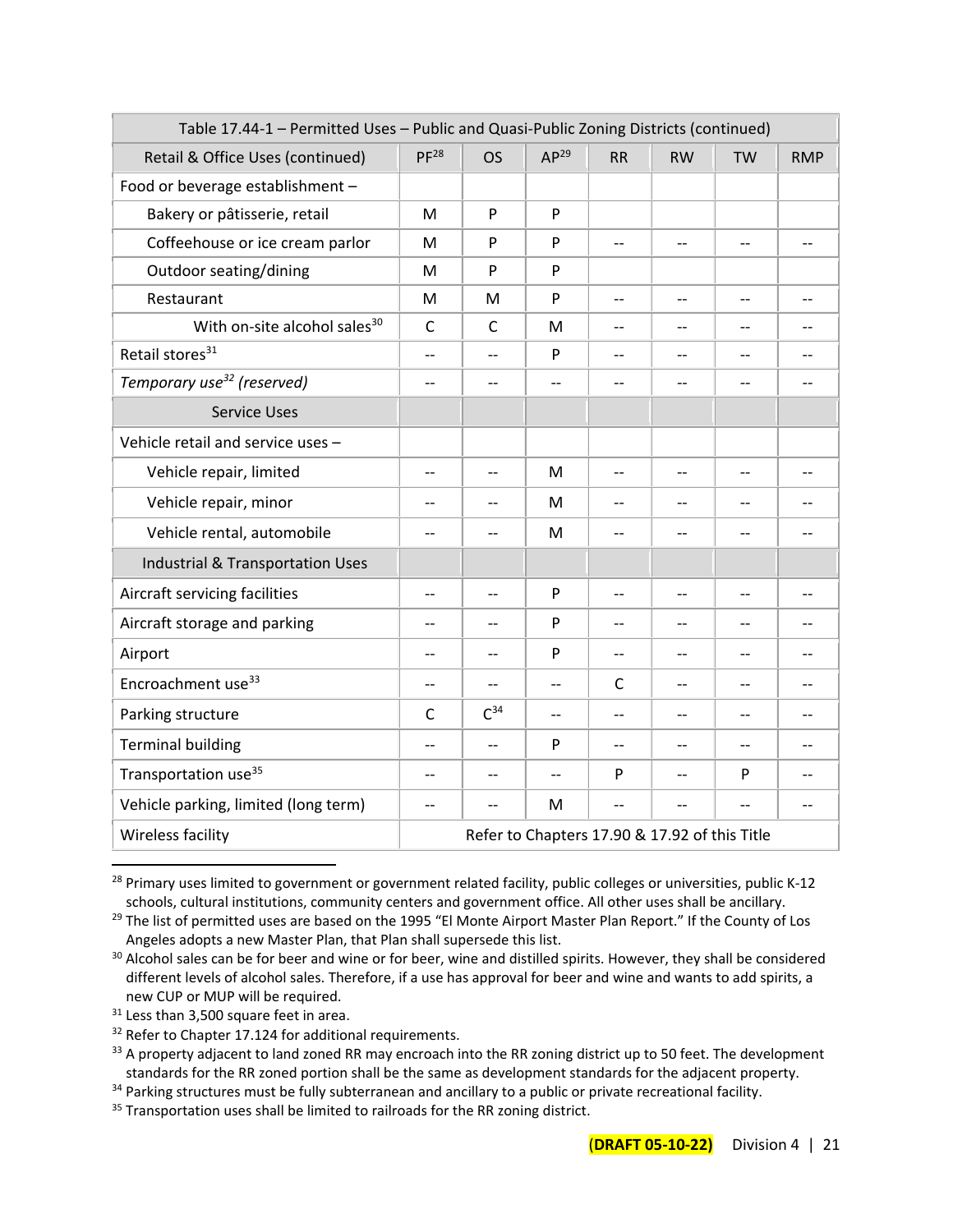| Table 17.44-1 – Permitted Uses – Public and Quasi-Public Zoning Districts (continued) | | | | | | | |
|---|---|---|---|---|---|---|---|
| Retail & Office Uses (continued) | PF[28] | OS | AP[29] | RR | RW | TW | RMP |
| Food or beverage establishment – | | | | | | | |
| Bakery or pâtisserie, retail | M | P | P | | | | |
| Coffeehouse or ice cream parlor | M | P | P | -- | -- | -- | -- |
| Outdoor seating/dining | M | P | P | | | | |
| Restaurant | M | M | P | -- | -- | -- | -- |
| With on-site alcohol sales[30] | C | C | M | -- | -- | -- | -- |
| Retail stores[31] | -- | -- | P | -- | -- | -- | -- |
| *Temporary use[32] (reserved)* | -- | -- | -- | -- | -- | -- | -- |
| Service Uses | | | | | | | |
| Vehicle retail and service uses – | | | | | | | |
| Vehicle repair, limited | -- | -- | M | -- | -- | -- | -- |
| Vehicle repair, minor | -- | -- | M | -- | -- | -- | -- |
| Vehicle rental, automobile | -- | -- | M | -- | -- | -- | -- |
| Industrial & Transportation Uses | | | | | | | |
| Aircraft servicing facilities | -- | -- | P | -- | -- | -- | -- |
| Aircraft storage and parking | -- | -- | P | -- | -- | -- | -- |
| Airport | -- | -- | P | -- | -- | -- | -- |
| Encroachment use[33] | -- | -- | -- | C | -- | -- | -- |
| Parking structure | C | C[34] | -- | -- | -- | -- | -- |
| Terminal building | -- | -- | P | -- | -- | -- | -- |
| Transportation use[35] | -- | -- | -- | P | -- | P | -- |
| Vehicle parking, limited (long term) | -- | -- | M | -- | -- | -- | -- |
| Wireless facility | Refer to Chapters 17.90 & 17.92 of this Title | | | | | | |

[28] Primary uses limited to government or government related facility, public colleges or universities, public K-12 schools, cultural institutions, community centers and government office. All other uses shall be ancillary.

[29] The list of permitted uses are based on the 1995 "El Monte Airport Master Plan Report." If the County of Los Angeles adopts a new Master Plan, that Plan shall supersede this list.

[30] Alcohol sales can be for beer and wine or for beer, wine and distilled spirits. However, they shall be considered different levels of alcohol sales. Therefore, if a use has approval for beer and wine and wants to add spirits, a new CUP or MUP will be required.

[31] Less than 3,500 square feet in area.

[32] Refer to Chapter 17.124 for additional requirements.

[33] A property adjacent to land zoned RR may encroach into the RR zoning district up to 50 feet. The development standards for the RR zoned portion shall be the same as development standards for the adjacent property.

[34] Parking structures must be fully subterranean and ancillary to a public or private recreational facility.

[35] Transportation uses shall be limited to railroads for the RR zoning district.

**(DRAFT 05-10-22)** Division 4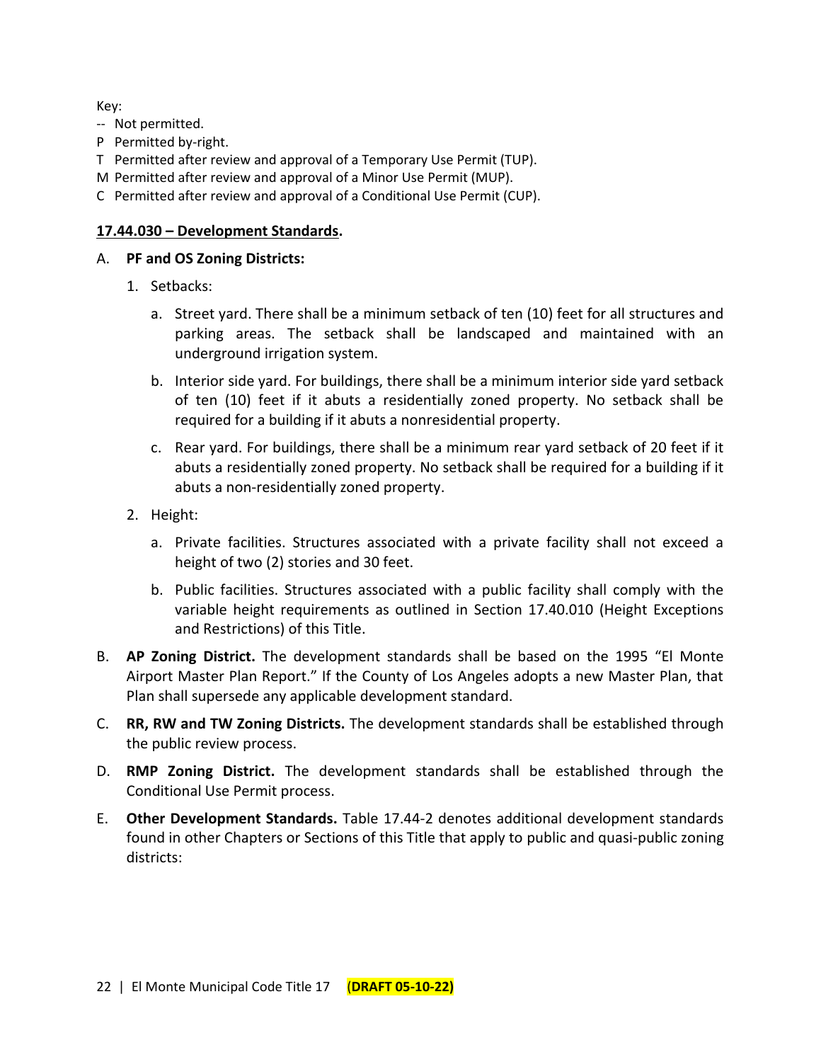Key:
- -- Not permitted.
- P Permitted by-right.
- T Permitted after review and approval of a Temporary Use Permit (TUP).
- M Permitted after review and approval of a Minor Use Permit (MUP).
- C Permitted after review and approval of a Conditional Use Permit (CUP).

## 17.44.030 – Development Standards.

A. **PF and OS Zoning Districts:**

1. Setbacks:

   a. Street yard. There shall be a minimum setback of ten (10) feet for all structures and parking areas. The setback shall be landscaped and maintained with an underground irrigation system.

   b. Interior side yard. For buildings, there shall be a minimum interior side yard setback of ten (10) feet if it abuts a residentially zoned property. No setback shall be required for a building if it abuts a nonresidential property.

   c. Rear yard. For buildings, there shall be a minimum rear yard setback of 20 feet if it abuts a residentially zoned property. No setback shall be required for a building if it abuts a non-residentially zoned property.

2. Height:

   a. Private facilities. Structures associated with a private facility shall not exceed a height of two (2) stories and 30 feet.

   b. Public facilities. Structures associated with a public facility shall comply with the variable height requirements as outlined in Section 17.40.010 (Height Exceptions and Restrictions) of this Title.

B. **AP Zoning District.** The development standards shall be based on the 1995 "El Monte Airport Master Plan Report." If the County of Los Angeles adopts a new Master Plan, that Plan shall supersede any applicable development standard.

C. **RR, RW and TW Zoning Districts.** The development standards shall be established through the public review process.

D. **RMP Zoning District.** The development standards shall be established through the Conditional Use Permit process.

E. **Other Development Standards.** Table 17.44-2 denotes additional development standards found in other Chapters or Sections of this Title that apply to public and quasi-public zoning districts: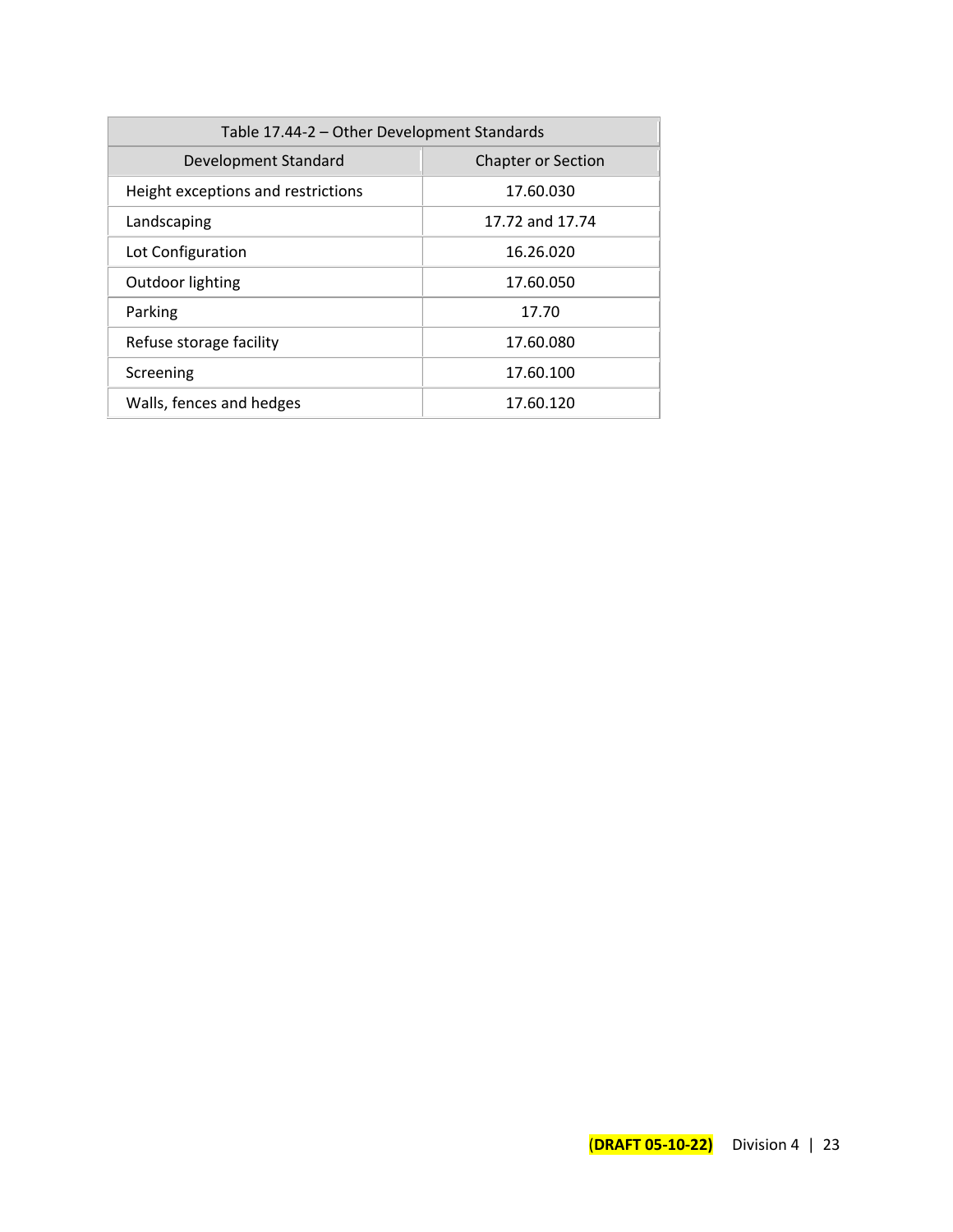| Table 17.44-2 – Other Development Standards | |
|---|---|
| Development Standard | Chapter or Section |
| Height exceptions and restrictions | 17.60.030 |
| Landscaping | 17.72 and 17.74 |
| Lot Configuration | 16.26.020 |
| Outdoor lighting | 17.60.050 |
| Parking | 17.70 |
| Refuse storage facility | 17.60.080 |
| Screening | 17.60.100 |
| Walls, fences and hedges | 17.60.120 |